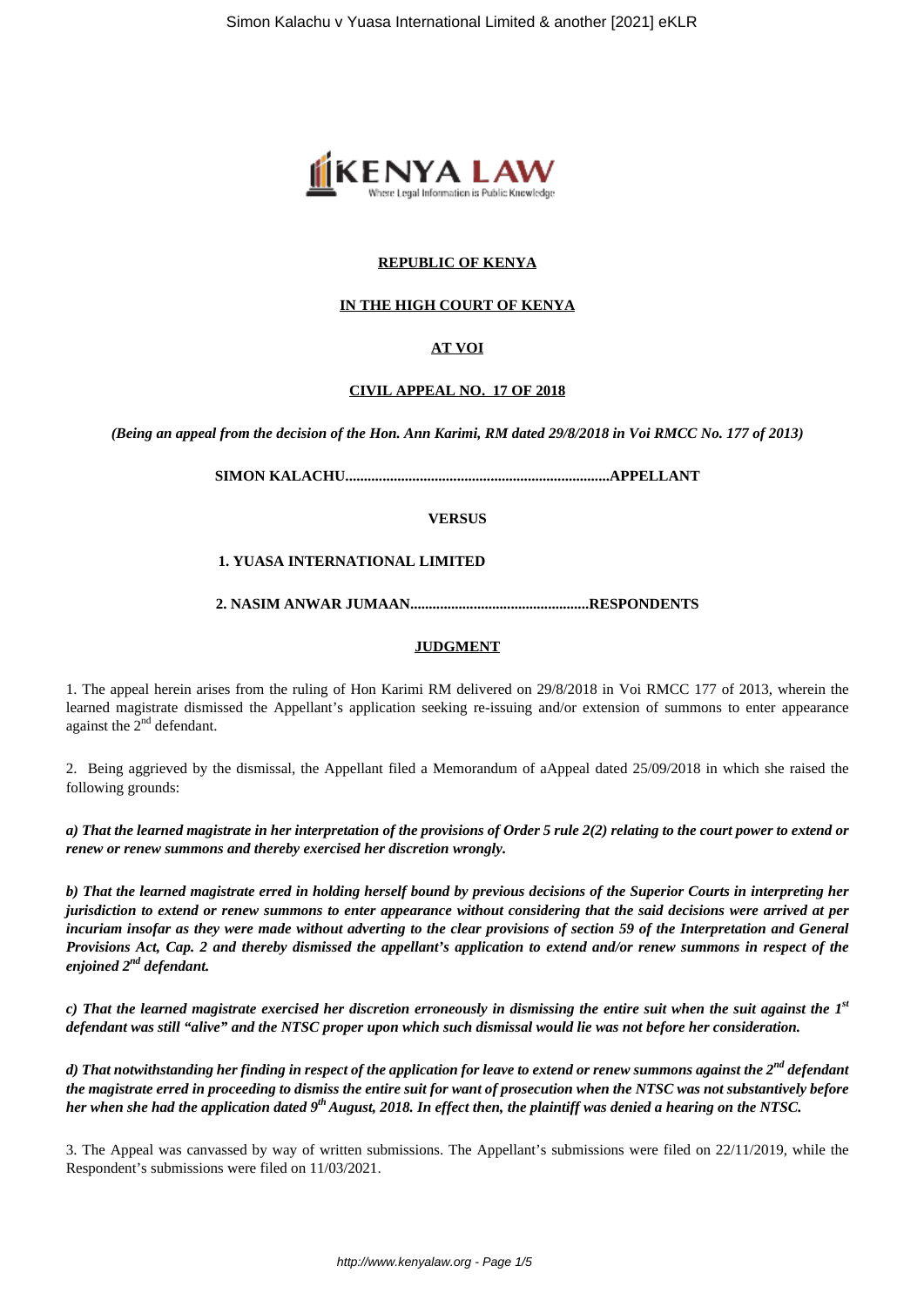**REPUBLIC OF KENYA**

**IN THE HIGH COURT OF KENYA**

**AT VOI**

**CIVIL APPEAL NO. 17 OF 2018**

***(Being an appeal from the decision of the Hon. Ann Karimi, RM dated 29/8/2018 in Voi RMCC No. 177 of 2013)***

**SIMON KALACHU......................................................................APPELLANT**

**VERSUS**

**1. YUASA INTERNATIONAL LIMITED**

**2. NASIM ANWAR JUMAAN................................................RESPONDENTS**

**JUDGMENT**

1. The appeal herein arises from the ruling of Hon Karimi RM delivered on 29/8/2018 in Voi RMCC 177 of 2013, wherein the learned magistrate dismissed the Appellant's application seeking re-issuing and/or extension of summons to enter appearance against the 2nd defendant.

2. Being aggrieved by the dismissal, the Appellant filed a Memorandum of aAppeal dated 25/09/2018 in which she raised the following grounds:

***a) That the learned magistrate in her interpretation of the provisions of Order 5 rule 2(2) relating to the court power to extend or renew or renew summons and thereby exercised her discretion wrongly.***

***b) That the learned magistrate erred in holding herself bound by previous decisions of the Superior Courts in interpreting her jurisdiction to extend or renew summons to enter appearance without considering that the said decisions were arrived at per incuriam insofar as they were made without adverting to the clear provisions of section 59 of the Interpretation and General Provisions Act, Cap. 2 and thereby dismissed the appellant's application to extend and/or renew summons in respect of the enjoined 2nd defendant.***

***c) That the learned magistrate exercised her discretion erroneously in dismissing the entire suit when the suit against the 1st defendant was still "alive" and the NTSC proper upon which such dismissal would lie was not before her consideration.***

***d) That notwithstanding her finding in respect of the application for leave to extend or renew summons against the 2nd defendant the magistrate erred in proceeding to dismiss the entire suit for want of prosecution when the NTSC was not substantively before her when she had the application dated 9th August, 2018. In effect then, the plaintiff was denied a hearing on the NTSC.***

3. The Appeal was canvassed by way of written submissions. The Appellant's submissions were filed on 22/11/2019, while the Respondent's submissions were filed on 11/03/2021.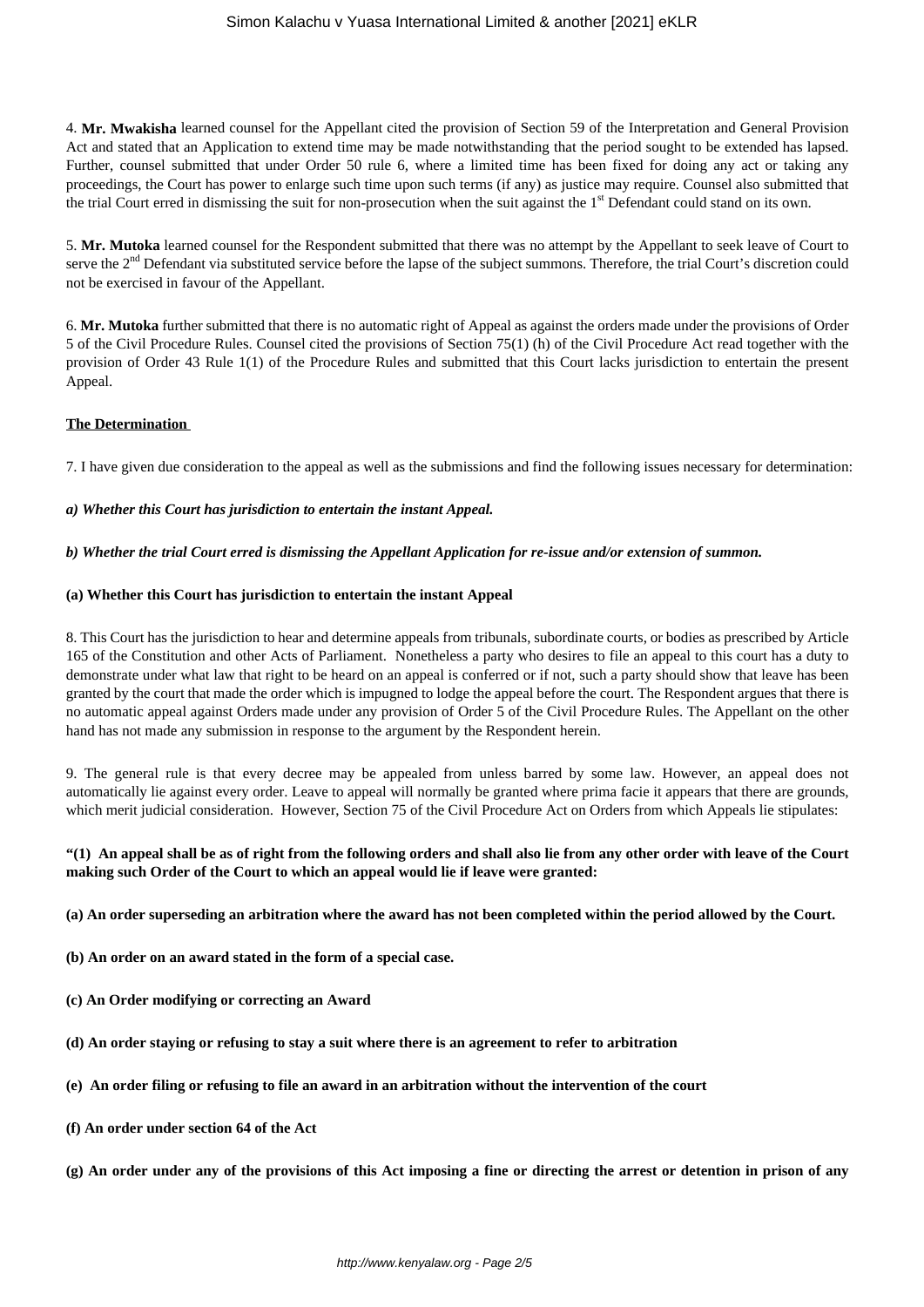4. **Mr. Mwakisha** learned counsel for the Appellant cited the provision of Section 59 of the Interpretation and General Provision Act and stated that an Application to extend time may be made notwithstanding that the period sought to be extended has lapsed. Further, counsel submitted that under Order 50 rule 6, where a limited time has been fixed for doing any act or taking any proceedings, the Court has power to enlarge such time upon such terms (if any) as justice may require. Counsel also submitted that the trial Court erred in dismissing the suit for non-prosecution when the suit against the 1st Defendant could stand on its own.

5. **Mr. Mutoka** learned counsel for the Respondent submitted that there was no attempt by the Appellant to seek leave of Court to serve the 2nd Defendant via substituted service before the lapse of the subject summons. Therefore, the trial Court's discretion could not be exercised in favour of the Appellant.

6. **Mr. Mutoka** further submitted that there is no automatic right of Appeal as against the orders made under the provisions of Order 5 of the Civil Procedure Rules. Counsel cited the provisions of Section 75(1) (h) of the Civil Procedure Act read together with the provision of Order 43 Rule 1(1) of the Procedure Rules and submitted that this Court lacks jurisdiction to entertain the present Appeal.

**The Determination**

7. I have given due consideration to the appeal as well as the submissions and find the following issues necessary for determination:

***a) Whether this Court has jurisdiction to entertain the instant Appeal.***

***b) Whether the trial Court erred is dismissing the Appellant Application for re-issue and/or extension of summon.***

**(a) Whether this Court has jurisdiction to entertain the instant Appeal**

8. This Court has the jurisdiction to hear and determine appeals from tribunals, subordinate courts, or bodies as prescribed by Article 165 of the Constitution and other Acts of Parliament. Nonetheless a party who desires to file an appeal to this court has a duty to demonstrate under what law that right to be heard on an appeal is conferred or if not, such a party should show that leave has been granted by the court that made the order which is impugned to lodge the appeal before the court. The Respondent argues that there is no automatic appeal against Orders made under any provision of Order 5 of the Civil Procedure Rules. The Appellant on the other hand has not made any submission in response to the argument by the Respondent herein.

9. The general rule is that every decree may be appealed from unless barred by some law. However, an appeal does not automatically lie against every order. Leave to appeal will normally be granted where prima facie it appears that there are grounds, which merit judicial consideration. However, Section 75 of the Civil Procedure Act on Orders from which Appeals lie stipulates:

**"(1) An appeal shall be as of right from the following orders and shall also lie from any other order with leave of the Court making such Order of the Court to which an appeal would lie if leave were granted:**

**(a) An order superseding an arbitration where the award has not been completed within the period allowed by the Court.**

**(b) An order on an award stated in the form of a special case.**

**(c) An Order modifying or correcting an Award**

**(d) An order staying or refusing to stay a suit where there is an agreement to refer to arbitration**

**(e) An order filing or refusing to file an award in an arbitration without the intervention of the court**

**(f) An order under section 64 of the Act**

**(g) An order under any of the provisions of this Act imposing a fine or directing the arrest or detention in prison of any**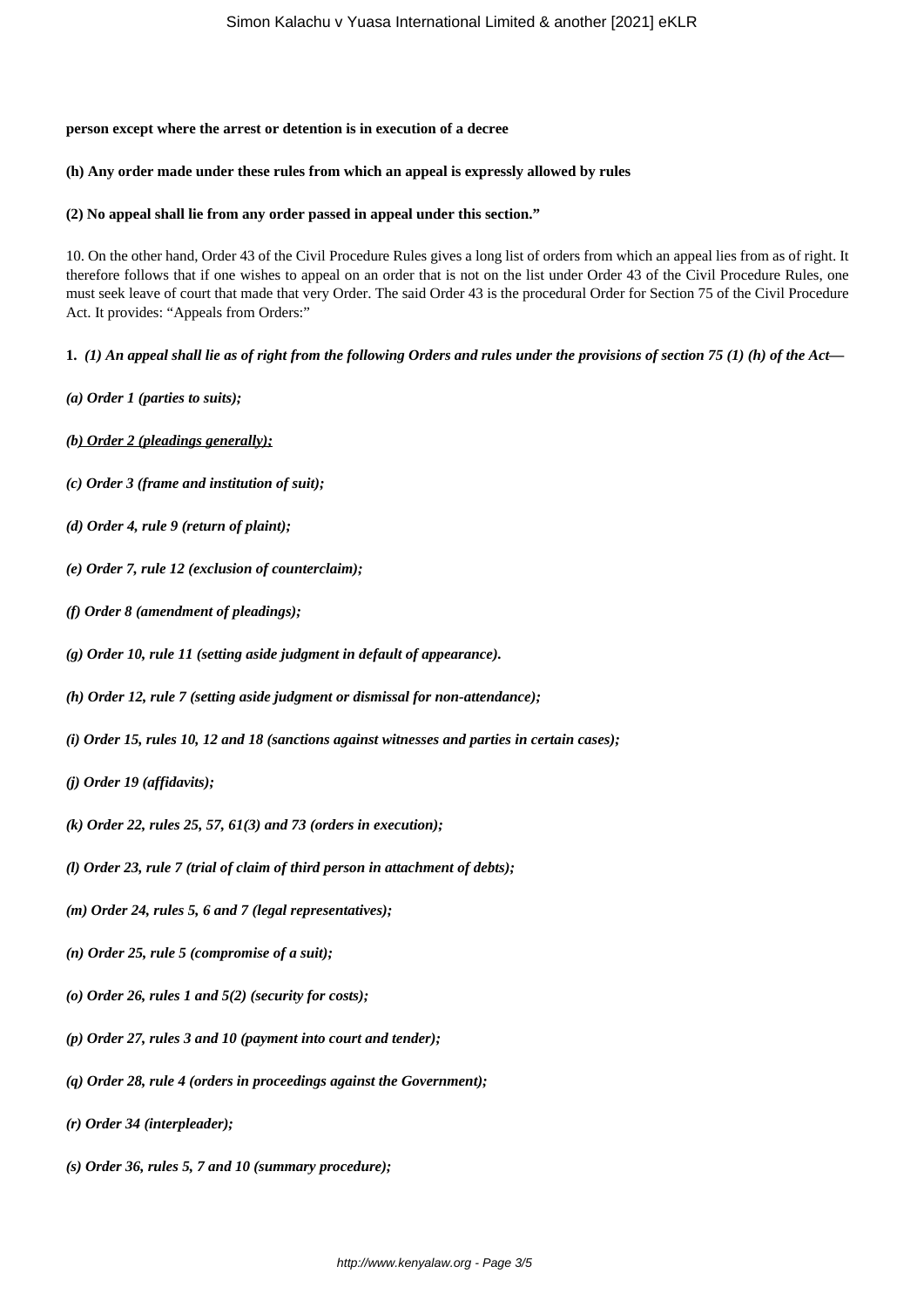**person except where the arrest or detention is in execution of a decree**

**(h) Any order made under these rules from which an appeal is expressly allowed by rules**

**(2) No appeal shall lie from any order passed in appeal under this section."**

10. On the other hand, Order 43 of the Civil Procedure Rules gives a long list of orders from which an appeal lies from as of right. It therefore follows that if one wishes to appeal on an order that is not on the list under Order 43 of the Civil Procedure Rules, one must seek leave of court that made that very Order. The said Order 43 is the procedural Order for Section 75 of the Civil Procedure Act. It provides: "Appeals from Orders:"

**1.** ***(1) An appeal shall lie as of right from the following Orders and rules under the provisions of section 75 (1) (h) of the Act—***

***(a) Order 1 (parties to suits);***

***(b) Order 2 (pleadings generally);***

***(c) Order 3 (frame and institution of suit);***

***(d) Order 4, rule 9 (return of plaint);***

***(e) Order 7, rule 12 (exclusion of counterclaim);***

***(f) Order 8 (amendment of pleadings);***

***(g) Order 10, rule 11 (setting aside judgment in default of appearance).***

***(h) Order 12, rule 7 (setting aside judgment or dismissal for non-attendance);***

***(i) Order 15, rules 10, 12 and 18 (sanctions against witnesses and parties in certain cases);***

***(j) Order 19 (affidavits);***

***(k) Order 22, rules 25, 57, 61(3) and 73 (orders in execution);***

***(l) Order 23, rule 7 (trial of claim of third person in attachment of debts);***

***(m) Order 24, rules 5, 6 and 7 (legal representatives);***

***(n) Order 25, rule 5 (compromise of a suit);***

***(o) Order 26, rules 1 and 5(2) (security for costs);***

***(p) Order 27, rules 3 and 10 (payment into court and tender);***

***(q) Order 28, rule 4 (orders in proceedings against the Government);***

***(r) Order 34 (interpleader);***

***(s) Order 36, rules 5, 7 and 10 (summary procedure);***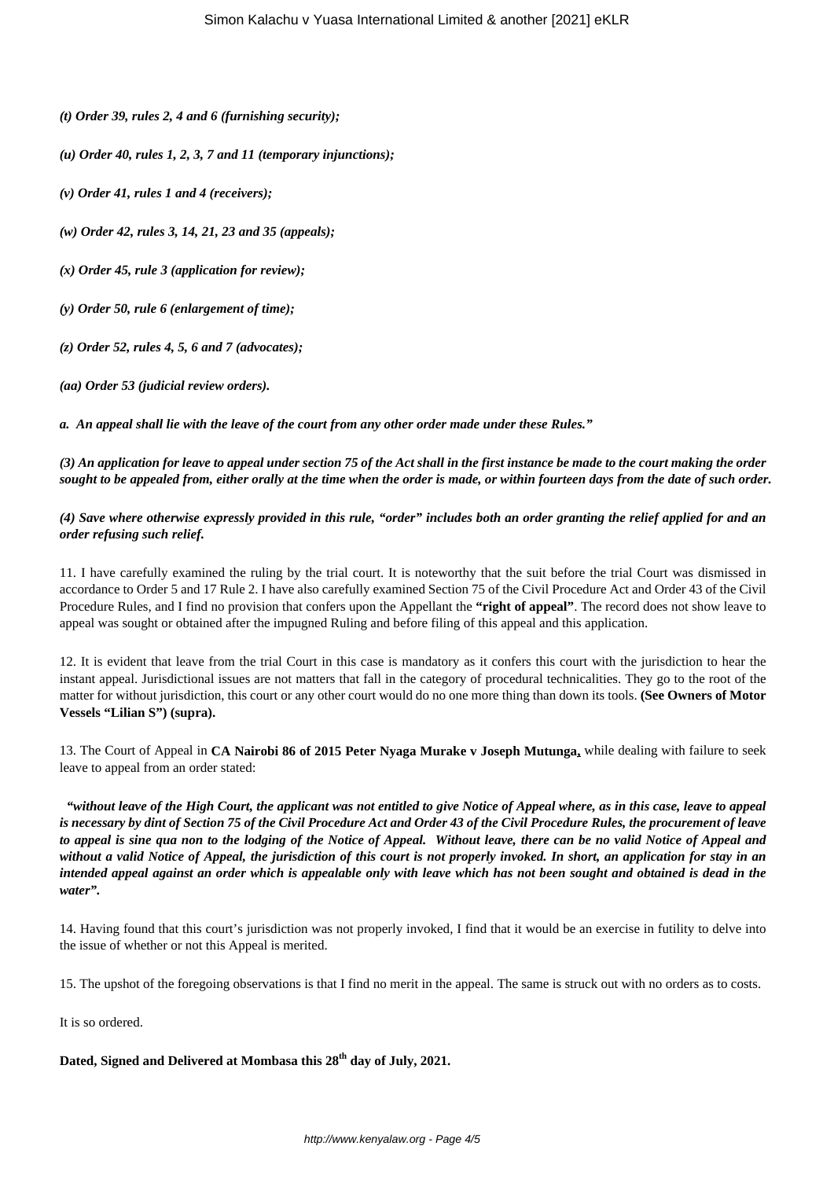***(t) Order 39, rules 2, 4 and 6 (furnishing security);***

***(u) Order 40, rules 1, 2, 3, 7 and 11 (temporary injunctions);***

***(v) Order 41, rules 1 and 4 (receivers);***

***(w) Order 42, rules 3, 14, 21, 23 and 35 (appeals);***

***(x) Order 45, rule 3 (application for review);***

***(y) Order 50, rule 6 (enlargement of time);***

***(z) Order 52, rules 4, 5, 6 and 7 (advocates);***

***(aa) Order 53 (judicial review orders).***

***a. An appeal shall lie with the leave of the court from any other order made under these Rules."***

***(3) An application for leave to appeal under section 75 of the Act shall in the first instance be made to the court making the order sought to be appealed from, either orally at the time when the order is made, or within fourteen days from the date of such order.***

***(4) Save where otherwise expressly provided in this rule, "order" includes both an order granting the relief applied for and an order refusing such relief.***

11. I have carefully examined the ruling by the trial court. It is noteworthy that the suit before the trial Court was dismissed in accordance to Order 5 and 17 Rule 2. I have also carefully examined Section 75 of the Civil Procedure Act and Order 43 of the Civil Procedure Rules, and I find no provision that confers upon the Appellant the **"right of appeal"**. The record does not show leave to appeal was sought or obtained after the impugned Ruling and before filing of this appeal and this application.

12. It is evident that leave from the trial Court in this case is mandatory as it confers this court with the jurisdiction to hear the instant appeal. Jurisdictional issues are not matters that fall in the category of procedural technicalities. They go to the root of the matter for without jurisdiction, this court or any other court would do no one more thing than down its tools. **(See Owners of Motor Vessels "Lilian S") (supra).**

13. The Court of Appeal in **CA Nairobi 86 of 2015 Peter Nyaga Murake v Joseph Mutunga,** while dealing with failure to seek leave to appeal from an order stated:

***"without leave of the High Court, the applicant was not entitled to give Notice of Appeal where, as in this case, leave to appeal is necessary by dint of Section 75 of the Civil Procedure Act and Order 43 of the Civil Procedure Rules, the procurement of leave to appeal is sine qua non to the lodging of the Notice of Appeal. Without leave, there can be no valid Notice of Appeal and without a valid Notice of Appeal, the jurisdiction of this court is not properly invoked. In short, an application for stay in an intended appeal against an order which is appealable only with leave which has not been sought and obtained is dead in the water".***

14. Having found that this court's jurisdiction was not properly invoked, I find that it would be an exercise in futility to delve into the issue of whether or not this Appeal is merited.

15. The upshot of the foregoing observations is that I find no merit in the appeal. The same is struck out with no orders as to costs.

It is so ordered.

**Dated, Signed and Delivered at Mombasa this 28th day of July, 2021.**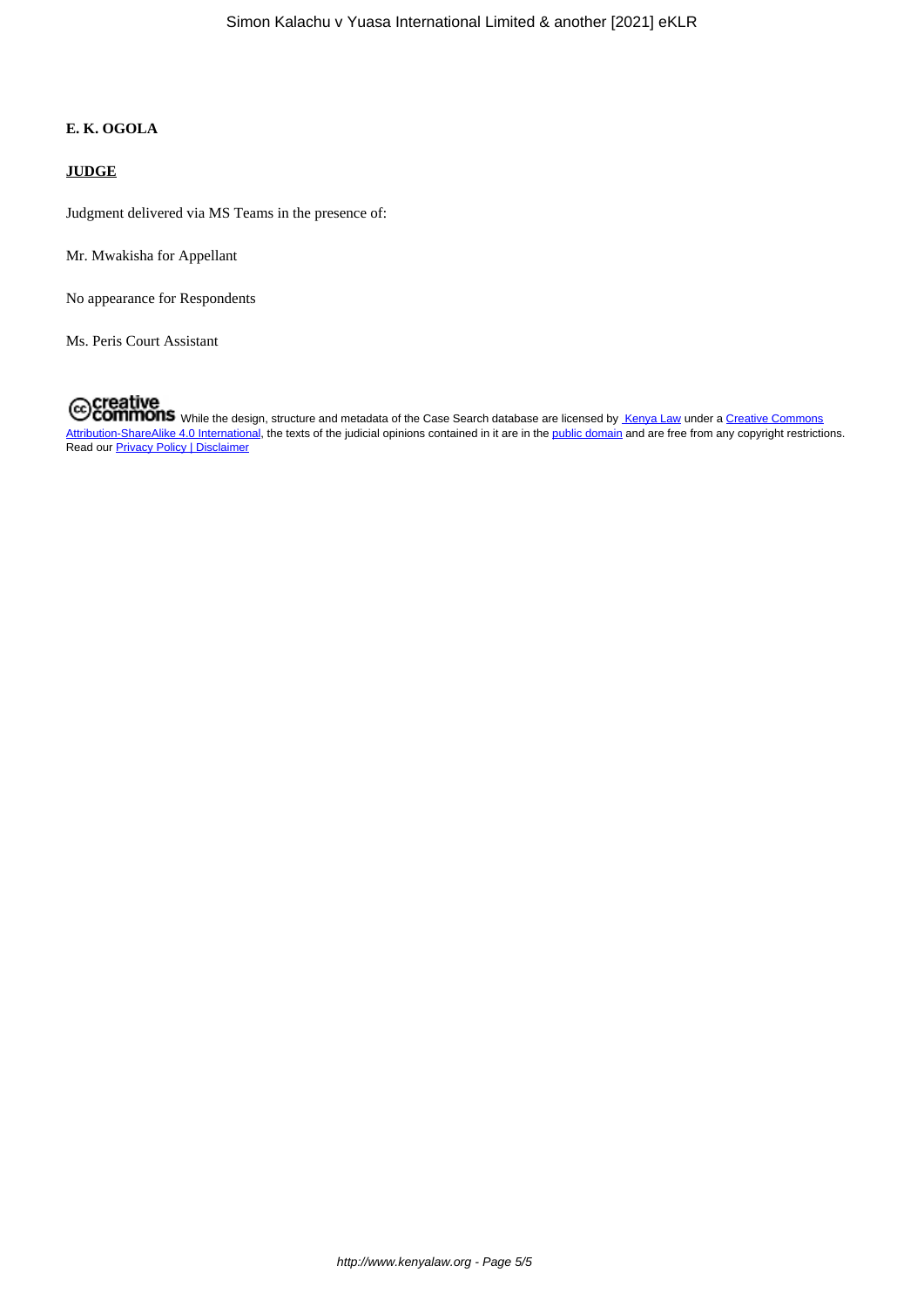**E. K. OGOLA**

**JUDGE**

Judgment delivered via MS Teams in the presence of:

Mr. Mwakisha for Appellant

No appearance for Respondents

Ms. Peris Court Assistant

While the design, structure and metadata of the Case Search database are licensed by Kenya Law under a Creative Commons Attribution-ShareAlike 4.0 International, the texts of the judicial opinions contained in it are in the public domain and are free from any copyright restrictions. Read our Privacy Policy | Disclaimer